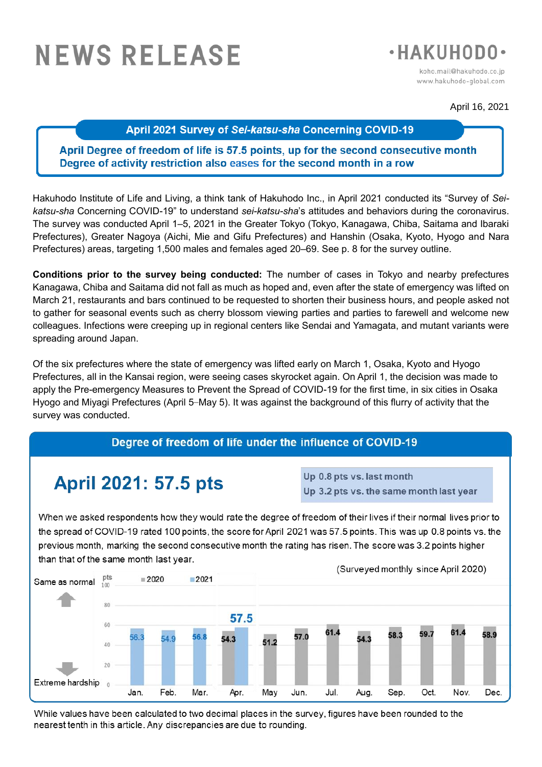# NEWS RELEASE

**HAKUHODO**

koho.mail@hakuhodo.co.jp
www.hakuhodo-global.com

April 16, 2021

## April 2021 Survey of *Sei-katsu-sha* Concerning COVID-19

**April Degree of freedom of life is 57.5 points, up for the second consecutive month**
**Degree of activity restriction also eases for the second month in a row**

Hakuhodo Institute of Life and Living, a think tank of Hakuhodo Inc., in April 2021 conducted its "Survey of *Sei-katsu-sha* Concerning COVID-19" to understand *sei-katsu-sha*'s attitudes and behaviors during the coronavirus. The survey was conducted April 1–5, 2021 in the Greater Tokyo (Tokyo, Kanagawa, Chiba, Saitama and Ibaraki Prefectures), Greater Nagoya (Aichi, Mie and Gifu Prefectures) and Hanshin (Osaka, Kyoto, Hyogo and Nara Prefectures) areas, targeting 1,500 males and females aged 20–69. See p. 8 for the survey outline.

**Conditions prior to the survey being conducted:** The number of cases in Tokyo and nearby prefectures Kanagawa, Chiba and Saitama did not fall as much as hoped and, even after the state of emergency was lifted on March 21, restaurants and bars continued to be requested to shorten their business hours, and people asked not to gather for seasonal events such as cherry blossom viewing parties and parties to farewell and welcome new colleagues. Infections were creeping up in regional centers like Sendai and Yamagata, and mutant variants were spreading around Japan.

Of the six prefectures where the state of emergency was lifted early on March 1, Osaka, Kyoto and Hyogo Prefectures, all in the Kansai region, were seeing cases skyrocket again. On April 1, the decision was made to apply the Pre-emergency Measures to Prevent the Spread of COVID-19 for the first time, in six cities in Osaka Hyogo and Miyagi Prefectures (April 5–May 5). It was against the background of this flurry of activity that the survey was conducted.

## Degree of freedom of life under the influence of COVID-19

### April 2021: 57.5 pts

Up 0.8 pts vs. last month
Up 3.2 pts vs. the same month last year

When we asked respondents how they would rate the degree of freedom of their lives if their normal lives prior to the spread of COVID-19 rated 100 points, the score for April 2021 was 57.5 points. This was up 0.8 points vs. the previous month, marking the second consecutive month the rating has risen. The score was 3.2 points higher than that of the same month last year.

(Surveyed monthly since April 2020)

Scale: Same as normal (100 pts) – Extreme hardship (0 pts)

| | Jan. | Feb. | Mar. | Apr. | May | Jun. | Jul. | Aug. | Sep. | Oct. | Nov. | Dec. |
|---|---|---|---|---|---|---|---|---|---|---|---|---|
| 2020 | | | | 54.3 | 51.2 | 57.0 | 61.4 | 54.3 | 58.3 | 59.7 | 61.4 | 58.9 |
| 2021 | 56.3 | 54.9 | 56.8 | 57.5 | | | | | | | | |

While values have been calculated to two decimal places in the survey, figures have been rounded to the nearest tenth in this article. Any discrepancies are due to rounding.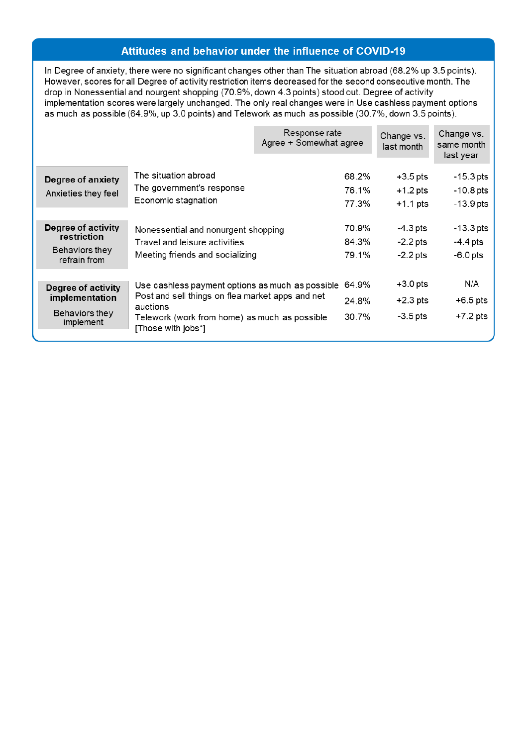## Attitudes and behavior under the influence of COVID-19

In Degree of anxiety, there were no significant changes other than The situation abroad (68.2% up 3.5 points). However, scores for all Degree of activity restriction items decreased for the second consecutive month. The drop in Nonessential and nourgent shopping (70.9%, down 4.3 points) stood out. Degree of activity implementation scores were largely unchanged. The only real changes were in Use cashless payment options as much as possible (64.9%, up 3.0 points) and Telework as much as possible (30.7%, down 3.5 points).

| Category | Item | Response rate Agree + Somewhat agree | Change vs. last month | Change vs. same month last year |
|---|---|---|---|---|
| **Degree of anxiety** Anxieties they feel | The situation abroad | 68.2% | +3.5 pts | -15.3 pts |
| | The government's response | 76.1% | +1.2 pts | -10.8 pts |
| | Economic stagnation | 77.3% | +1.1 pts | -13.9 pts |
| **Degree of activity restriction** Behaviors they refrain from | Nonessential and nonurgent shopping | 70.9% | -4.3 pts | -13.3 pts |
| | Travel and leisure activities | 84.3% | -2.2 pts | -4.4 pts |
| | Meeting friends and socializing | 79.1% | -2.2 pts | -6.0 pts |
| **Degree of activity implementation** Behaviors they implement | Use cashless payment options as much as possible | 64.9% | +3.0 pts | N/A |
| | Post and sell things on flea market apps and net auctions | 24.8% | +2.3 pts | +6.5 pts |
| | Telework (work from home) as much as possible [Those with jobs*] | 30.7% | -3.5 pts | +7.2 pts |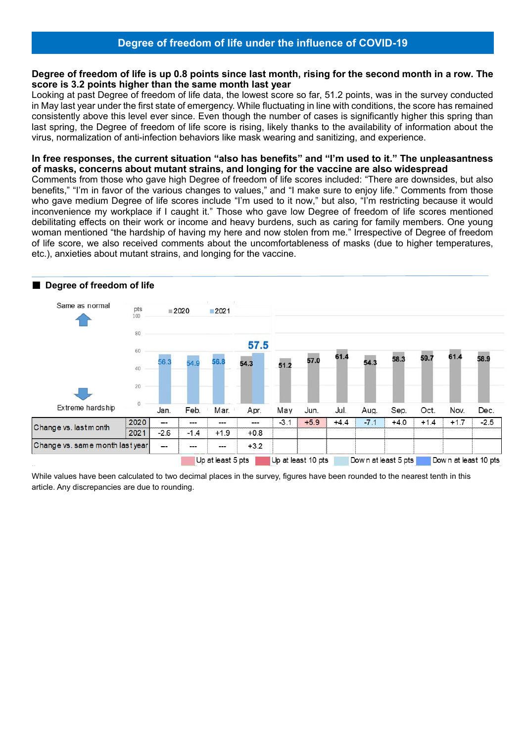## Degree of freedom of life under the influence of COVID-19

**Degree of freedom of life is up 0.8 points since last month, rising for the second month in a row. The score is 3.2 points higher than the same month last year**

Looking at past Degree of freedom of life data, the lowest score so far, 51.2 points, was in the survey conducted in May last year under the first state of emergency. While fluctuating in line with conditions, the score has remained consistently above this level ever since. Even though the number of cases is significantly higher this spring than last spring, the Degree of freedom of life score is rising, likely thanks to the availability of information about the virus, normalization of anti-infection behaviors like mask wearing and sanitizing, and experience.

**In free responses, the current situation "also has benefits" and "I'm used to it." The unpleasantness of masks, concerns about mutant strains, and longing for the vaccine are also widespread**

Comments from those who gave high Degree of freedom of life scores included: "There are downsides, but also benefits," "I'm in favor of the various changes to values," and "I make sure to enjoy life." Comments from those who gave medium Degree of life scores include "I'm used to it now," but also, "I'm restricting because it would inconvenience my workplace if I caught it." Those who gave low Degree of freedom of life scores mentioned debilitating effects on their work or income and heavy burdens, such as caring for family members. One young woman mentioned "the hardship of having my here and now stolen from me." Irrespective of Degree of freedom of life score, we also received comments about the uncomfortableness of masks (due to higher temperatures, etc.), anxieties about mutant strains, and longing for the vaccine.

### ■ Degree of freedom of life

(pts; Same as normal = 100, Extreme hardship = 0)

| | | Jan. | Feb. | Mar. | Apr. | May | Jun. | Jul. | Aug. | Sep. | Oct. | Nov. | Dec. |
|---|---|---|---|---|---|---|---|---|---|---|---|---|---|
| Score | 2020 | | | | 54.3 | 51.2 | 57.0 | 61.4 | 54.3 | 58.3 | 59.7 | 61.4 | 58.9 |
| | 2021 | 56.3 | 54.9 | 56.8 | 57.5 | | | | | | | | |
| Change vs. last month | 2020 | --- | --- | --- | --- | -3.1 | +5.9 | +4.4 | -7.1 | +4.0 | +1.4 | +1.7 | -2.5 |
| | 2021 | -2.6 | -1.4 | +1.9 | +0.8 | | | | | | | | |
| Change vs. same month last year | | --- | --- | --- | +3.2 | | | | | | | | |

Up at least 5 pts / Up at least 10 pts / Down at least 5 pts / Down at least 10 pts

While values have been calculated to two decimal places in the survey, figures have been rounded to the nearest tenth in this article. Any discrepancies are due to rounding.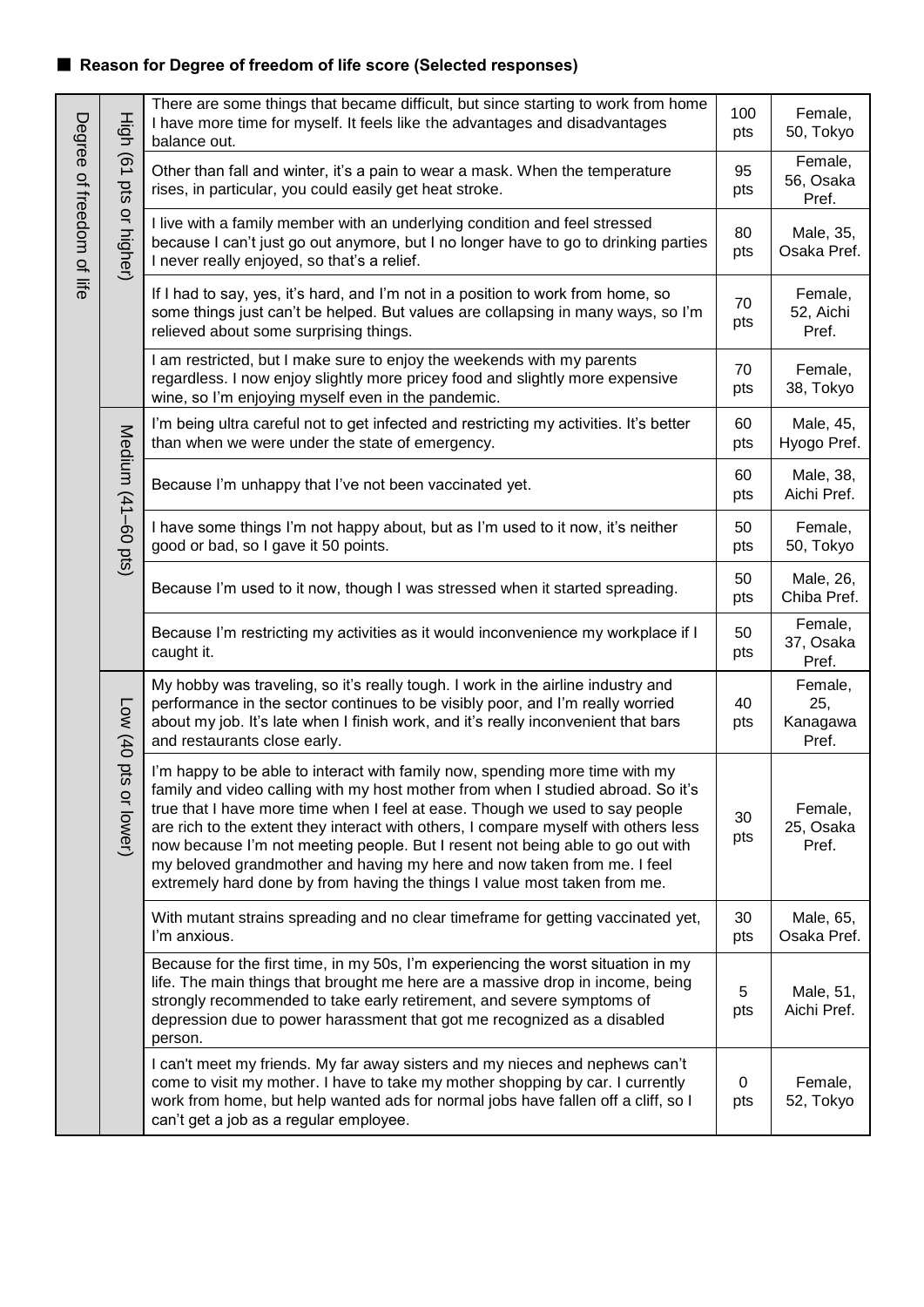■ **Reason for Degree of freedom of life score (Selected responses)**

| | | | | |
|---|---|---|---|---|
| Degree of freedom of life | High (61 pts or higher) | There are some things that became difficult, but since starting to work from home I have more time for myself. It feels like the advantages and disadvantages balance out. | 100 pts | Female, 50, Tokyo |
| | | Other than fall and winter, it's a pain to wear a mask. When the temperature rises, in particular, you could easily get heat stroke. | 95 pts | Female, 56, Osaka Pref. |
| | | I live with a family member with an underlying condition and feel stressed because I can't just go out anymore, but I no longer have to go to drinking parties I never really enjoyed, so that's a relief. | 80 pts | Male, 35, Osaka Pref. |
| | | If I had to say, yes, it's hard, and I'm not in a position to work from home, so some things just can't be helped. But values are collapsing in many ways, so I'm relieved about some surprising things. | 70 pts | Female, 52, Aichi Pref. |
| | | I am restricted, but I make sure to enjoy the weekends with my parents regardless. I now enjoy slightly more pricey food and slightly more expensive wine, so I'm enjoying myself even in the pandemic. | 70 pts | Female, 38, Tokyo |
| | Medium (41–60 pts) | I'm being ultra careful not to get infected and restricting my activities. It's better than when we were under the state of emergency. | 60 pts | Male, 45, Hyogo Pref. |
| | | Because I'm unhappy that I've not been vaccinated yet. | 60 pts | Male, 38, Aichi Pref. |
| | | I have some things I'm not happy about, but as I'm used to it now, it's neither good or bad, so I gave it 50 points. | 50 pts | Female, 50, Tokyo |
| | | Because I'm used to it now, though I was stressed when it started spreading. | 50 pts | Male, 26, Chiba Pref. |
| | | Because I'm restricting my activities as it would inconvenience my workplace if I caught it. | 50 pts | Female, 37, Osaka Pref. |
| | Low (40 pts or lower) | My hobby was traveling, so it's really tough. I work in the airline industry and performance in the sector continues to be visibly poor, and I'm really worried about my job. It's late when I finish work, and it's really inconvenient that bars and restaurants close early. | 40 pts | Female, 25, Kanagawa Pref. |
| | | I'm happy to be able to interact with family now, spending more time with my family and video calling with my host mother from when I studied abroad. So it's true that I have more time when I feel at ease. Though we used to say people are rich to the extent they interact with others, I compare myself with others less now because I'm not meeting people. But I resent not being able to go out with my beloved grandmother and having my here and now taken from me. I feel extremely hard done by from having the things I value most taken from me. | 30 pts | Female, 25, Osaka Pref. |
| | | With mutant strains spreading and no clear timeframe for getting vaccinated yet, I'm anxious. | 30 pts | Male, 65, Osaka Pref. |
| | | Because for the first time, in my 50s, I'm experiencing the worst situation in my life. The main things that brought me here are a massive drop in income, being strongly recommended to take early retirement, and severe symptoms of depression due to power harassment that got me recognized as a disabled person. | 5 pts | Male, 51, Aichi Pref. |
| | | I can't meet my friends. My far away sisters and my nieces and nephews can't come to visit my mother. I have to take my mother shopping by car. I currently work from home, but help wanted ads for normal jobs have fallen off a cliff, so I can't get a job as a regular employee. | 0 pts | Female, 52, Tokyo |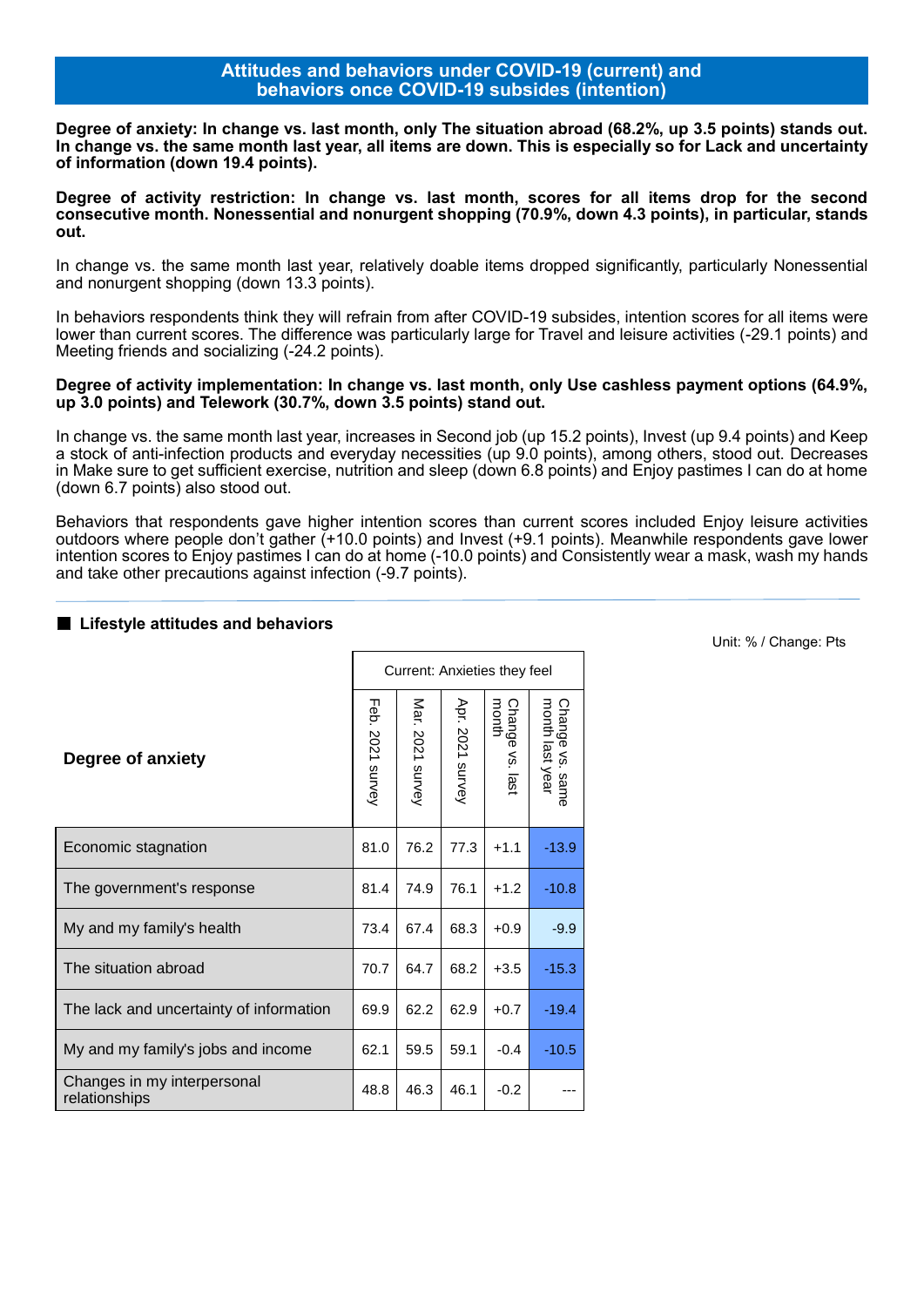## Attitudes and behaviors under COVID-19 (current) and behaviors once COVID-19 subsides (intention)

**Degree of anxiety: In change vs. last month, only The situation abroad (68.2%, up 3.5 points) stands out. In change vs. the same month last year, all items are down. This is especially so for Lack and uncertainty of information (down 19.4 points).**

**Degree of activity restriction: In change vs. last month, scores for all items drop for the second consecutive month. Nonessential and nonurgent shopping (70.9%, down 4.3 points), in particular, stands out.**

In change vs. the same month last year, relatively doable items dropped significantly, particularly Nonessential and nonurgent shopping (down 13.3 points).

In behaviors respondents think they will refrain from after COVID-19 subsides, intention scores for all items were lower than current scores. The difference was particularly large for Travel and leisure activities (-29.1 points) and Meeting friends and socializing (-24.2 points).

**Degree of activity implementation: In change vs. last month, only Use cashless payment options (64.9%, up 3.0 points) and Telework (30.7%, down 3.5 points) stand out.**

In change vs. the same month last year, increases in Second job (up 15.2 points), Invest (up 9.4 points) and Keep a stock of anti-infection products and everyday necessities (up 9.0 points), among others, stood out. Decreases in Make sure to get sufficient exercise, nutrition and sleep (down 6.8 points) and Enjoy pastimes I can do at home (down 6.7 points) also stood out.

Behaviors that respondents gave higher intention scores than current scores included Enjoy leisure activities outdoors where people don't gather (+10.0 points) and Invest (+9.1 points). Meanwhile respondents gave lower intention scores to Enjoy pastimes I can do at home (-10.0 points) and Consistently wear a mask, wash my hands and take other precautions against infection (-9.7 points).

### ■ Lifestyle attitudes and behaviors

Unit: % / Change: Pts

| Degree of anxiety | Current: Anxieties they feel | | | | |
|---|---|---|---|---|---|
| | Feb. 2021 survey | Mar. 2021 survey | Apr. 2021 survey | Change vs. last month | Change vs. same month last year |
| Economic stagnation | 81.0 | 76.2 | 77.3 | +1.1 | -13.9 |
| The government's response | 81.4 | 74.9 | 76.1 | +1.2 | -10.8 |
| My and my family's health | 73.4 | 67.4 | 68.3 | +0.9 | -9.9 |
| The situation abroad | 70.7 | 64.7 | 68.2 | +3.5 | -15.3 |
| The lack and uncertainty of information | 69.9 | 62.2 | 62.9 | +0.7 | -19.4 |
| My and my family's jobs and income | 62.1 | 59.5 | 59.1 | -0.4 | -10.5 |
| Changes in my interpersonal relationships | 48.8 | 46.3 | 46.1 | -0.2 | --- |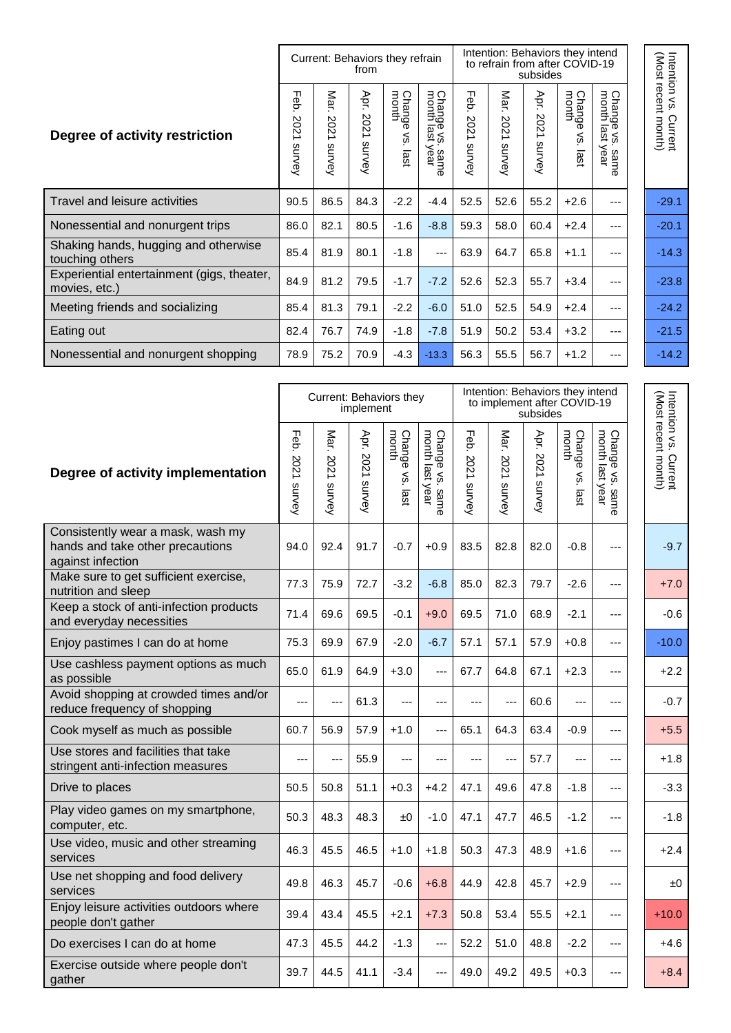| Degree of activity restriction | Current: Behaviors they refrain from | | | | | Intention: Behaviors they intend to refrain from after COVID-19 subsides | | | | | Intention vs. Current (Most recent month) |
|---|---|---|---|---|---|---|---|---|---|---|---|
| | Feb. 2021 survey | Mar. 2021 survey | Apr. 2021 survey | Change vs. last month | Change vs. same month last year | Feb. 2021 survey | Mar. 2021 survey | Apr. 2021 survey | Change vs. last month | Change vs. same month last year | |
| Travel and leisure activities | 90.5 | 86.5 | 84.3 | -2.2 | -4.4 | 52.5 | 52.6 | 55.2 | +2.6 | --- | -29.1 |
| Nonessential and nonurgent trips | 86.0 | 82.1 | 80.5 | -1.6 | -8.8 | 59.3 | 58.0 | 60.4 | +2.4 | --- | -20.1 |
| Shaking hands, hugging and otherwise touching others | 85.4 | 81.9 | 80.1 | -1.8 | --- | 63.9 | 64.7 | 65.8 | +1.1 | --- | -14.3 |
| Experiential entertainment (gigs, theater, movies, etc.) | 84.9 | 81.2 | 79.5 | -1.7 | -7.2 | 52.6 | 52.3 | 55.7 | +3.4 | --- | -23.8 |
| Meeting friends and socializing | 85.4 | 81.3 | 79.1 | -2.2 | -6.0 | 51.0 | 52.5 | 54.9 | +2.4 | --- | -24.2 |
| Eating out | 82.4 | 76.7 | 74.9 | -1.8 | -7.8 | 51.9 | 50.2 | 53.4 | +3.2 | --- | -21.5 |
| Nonessential and nonurgent shopping | 78.9 | 75.2 | 70.9 | -4.3 | -13.3 | 56.3 | 55.5 | 56.7 | +1.2 | --- | -14.2 |

| Degree of activity implementation | Current: Behaviors they implement | | | | | Intention: Behaviors they intend to implement after COVID-19 subsides | | | | | Intention vs. Current (Most recent month) |
|---|---|---|---|---|---|---|---|---|---|---|---|
| | Feb. 2021 survey | Mar. 2021 survey | Apr. 2021 survey | Change vs. last month | Change vs. same month last year | Feb. 2021 survey | Mar. 2021 survey | Apr. 2021 survey | Change vs. last month | Change vs. same month last year | |
| Consistently wear a mask, wash my hands and take other precautions against infection | 94.0 | 92.4 | 91.7 | -0.7 | +0.9 | 83.5 | 82.8 | 82.0 | -0.8 | --- | -9.7 |
| Make sure to get sufficient exercise, nutrition and sleep | 77.3 | 75.9 | 72.7 | -3.2 | -6.8 | 85.0 | 82.3 | 79.7 | -2.6 | --- | +7.0 |
| Keep a stock of anti-infection products and everyday necessities | 71.4 | 69.6 | 69.5 | -0.1 | +9.0 | 69.5 | 71.0 | 68.9 | -2.1 | --- | -0.6 |
| Enjoy pastimes I can do at home | 75.3 | 69.9 | 67.9 | -2.0 | -6.7 | 57.1 | 57.1 | 57.9 | +0.8 | --- | -10.0 |
| Use cashless payment options as much as possible | 65.0 | 61.9 | 64.9 | +3.0 | --- | 67.7 | 64.8 | 67.1 | +2.3 | --- | +2.2 |
| Avoid shopping at crowded times and/or reduce frequency of shopping | --- | --- | 61.3 | --- | --- | --- | --- | 60.6 | --- | --- | -0.7 |
| Cook myself as much as possible | 60.7 | 56.9 | 57.9 | +1.0 | --- | 65.1 | 64.3 | 63.4 | -0.9 | --- | +5.5 |
| Use stores and facilities that take stringent anti-infection measures | --- | --- | 55.9 | --- | --- | --- | --- | 57.7 | --- | --- | +1.8 |
| Drive to places | 50.5 | 50.8 | 51.1 | +0.3 | +4.2 | 47.1 | 49.6 | 47.8 | -1.8 | --- | -3.3 |
| Play video games on my smartphone, computer, etc. | 50.3 | 48.3 | 48.3 | ±0 | -1.0 | 47.1 | 47.7 | 46.5 | -1.2 | --- | -1.8 |
| Use video, music and other streaming services | 46.3 | 45.5 | 46.5 | +1.0 | +1.8 | 50.3 | 47.3 | 48.9 | +1.6 | --- | +2.4 |
| Use net shopping and food delivery services | 49.8 | 46.3 | 45.7 | -0.6 | +6.8 | 44.9 | 42.8 | 45.7 | +2.9 | --- | ±0 |
| Enjoy leisure activities outdoors where people don't gather | 39.4 | 43.4 | 45.5 | +2.1 | +7.3 | 50.8 | 53.4 | 55.5 | +2.1 | --- | +10.0 |
| Do exercises I can do at home | 47.3 | 45.5 | 44.2 | -1.3 | --- | 52.2 | 51.0 | 48.8 | -2.2 | --- | +4.6 |
| Exercise outside where people don't gather | 39.7 | 44.5 | 41.1 | -3.4 | --- | 49.0 | 49.2 | 49.5 | +0.3 | --- | +8.4 |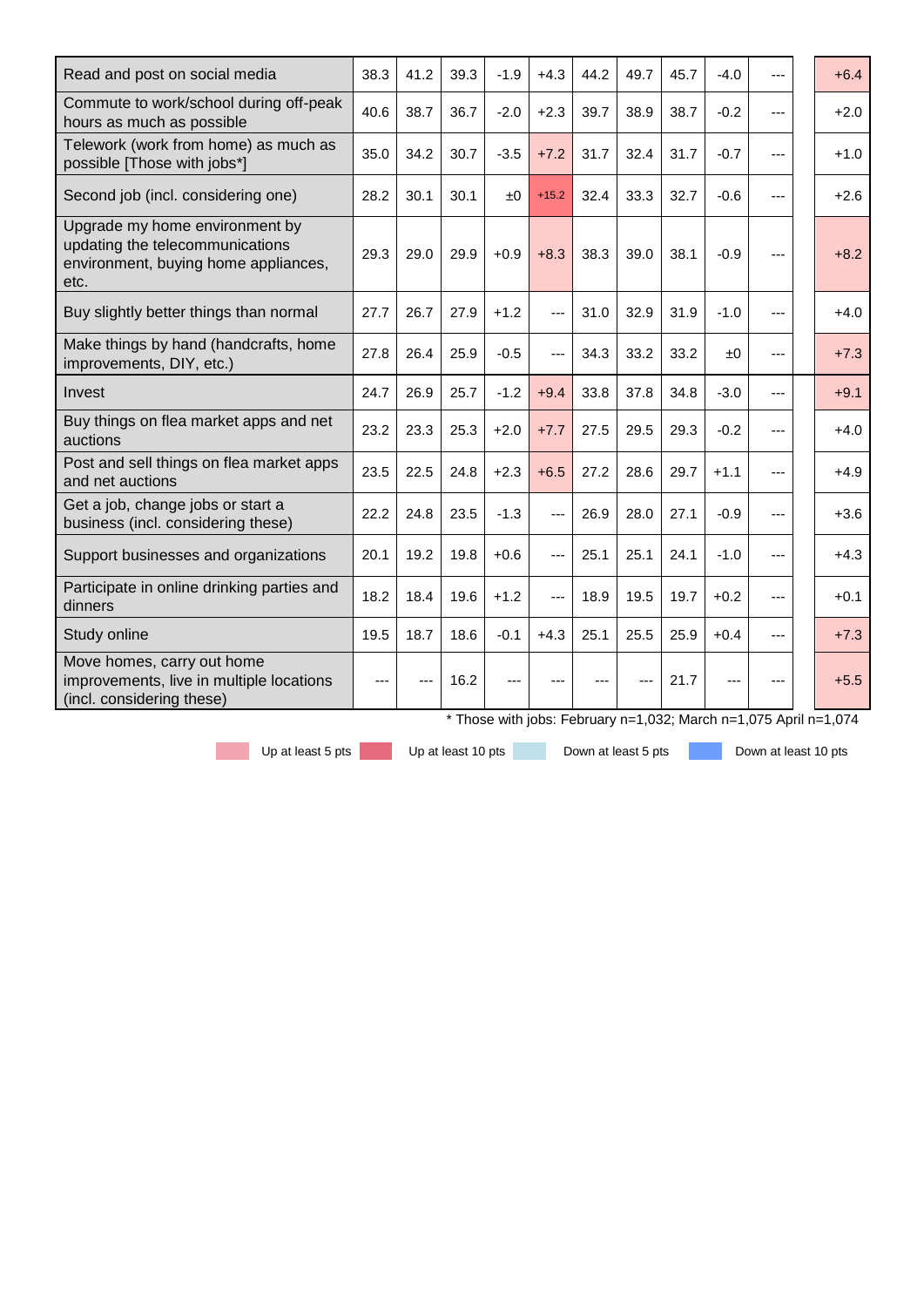| | | | | | | | | | | | |
|---|---|---|---|---|---|---|---|---|---|---|---|
| Read and post on social media | 38.3 | 41.2 | 39.3 | -1.9 | +4.3 | 44.2 | 49.7 | 45.7 | -4.0 | --- | +6.4 |
| Commute to work/school during off-peak hours as much as possible | 40.6 | 38.7 | 36.7 | -2.0 | +2.3 | 39.7 | 38.9 | 38.7 | -0.2 | --- | +2.0 |
| Telework (work from home) as much as possible [Those with jobs*] | 35.0 | 34.2 | 30.7 | -3.5 | +7.2 | 31.7 | 32.4 | 31.7 | -0.7 | --- | +1.0 |
| Second job (incl. considering one) | 28.2 | 30.1 | 30.1 | ±0 | +15.2 | 32.4 | 33.3 | 32.7 | -0.6 | --- | +2.6 |
| Upgrade my home environment by updating the telecommunications environment, buying home appliances, etc. | 29.3 | 29.0 | 29.9 | +0.9 | +8.3 | 38.3 | 39.0 | 38.1 | -0.9 | --- | +8.2 |
| Buy slightly better things than normal | 27.7 | 26.7 | 27.9 | +1.2 | --- | 31.0 | 32.9 | 31.9 | -1.0 | --- | +4.0 |
| Make things by hand (handcrafts, home improvements, DIY, etc.) | 27.8 | 26.4 | 25.9 | -0.5 | --- | 34.3 | 33.2 | 33.2 | ±0 | --- | +7.3 |
| Invest | 24.7 | 26.9 | 25.7 | -1.2 | +9.4 | 33.8 | 37.8 | 34.8 | -3.0 | --- | +9.1 |
| Buy things on flea market apps and net auctions | 23.2 | 23.3 | 25.3 | +2.0 | +7.7 | 27.5 | 29.5 | 29.3 | -0.2 | --- | +4.0 |
| Post and sell things on flea market apps and net auctions | 23.5 | 22.5 | 24.8 | +2.3 | +6.5 | 27.2 | 28.6 | 29.7 | +1.1 | --- | +4.9 |
| Get a job, change jobs or start a business (incl. considering these) | 22.2 | 24.8 | 23.5 | -1.3 | --- | 26.9 | 28.0 | 27.1 | -0.9 | --- | +3.6 |
| Support businesses and organizations | 20.1 | 19.2 | 19.8 | +0.6 | --- | 25.1 | 25.1 | 24.1 | -1.0 | --- | +4.3 |
| Participate in online drinking parties and dinners | 18.2 | 18.4 | 19.6 | +1.2 | --- | 18.9 | 19.5 | 19.7 | +0.2 | --- | +0.1 |
| Study online | 19.5 | 18.7 | 18.6 | -0.1 | +4.3 | 25.1 | 25.5 | 25.9 | +0.4 | --- | +7.3 |
| Move homes, carry out home improvements, live in multiple locations (incl. considering these) | --- | --- | 16.2 | --- | --- | --- | --- | 21.7 | --- | --- | +5.5 |

* Those with jobs: February n=1,032; March n=1,075 April n=1,074

Up at least 5 pts | Up at least 10 pts | Down at least 5 pts | Down at least 10 pts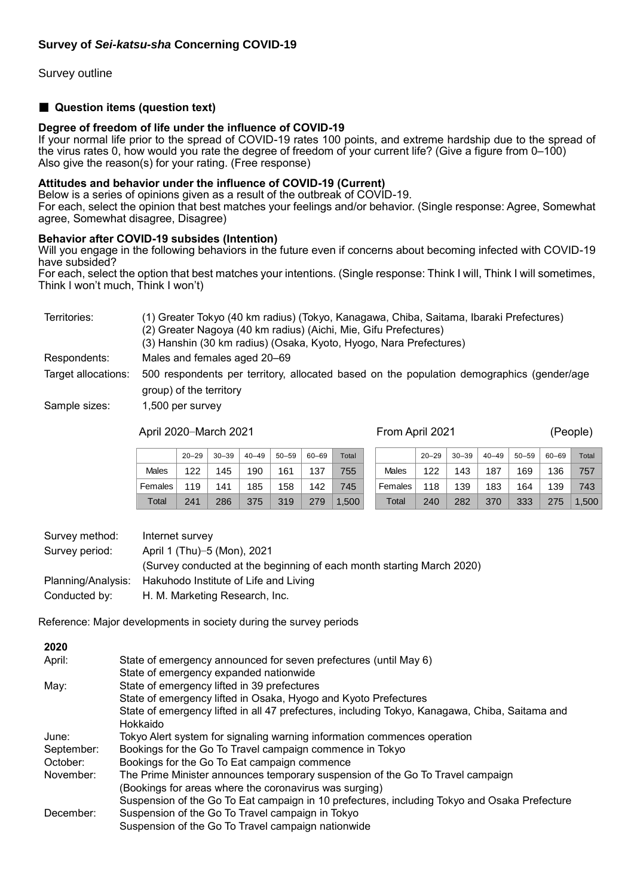## Survey of *Sei-katsu-sha* Concerning COVID-19

Survey outline

### ■ Question items (question text)

**Degree of freedom of life under the influence of COVID-19**
If your normal life prior to the spread of COVID-19 rates 100 points, and extreme hardship due to the spread of the virus rates 0, how would you rate the degree of freedom of your current life? (Give a figure from 0–100)
Also give the reason(s) for your rating. (Free response)

**Attitudes and behavior under the influence of COVID-19 (Current)**
Below is a series of opinions given as a result of the outbreak of COVID-19.
For each, select the opinion that best matches your feelings and/or behavior. (Single response: Agree, Somewhat agree, Somewhat disagree, Disagree)

**Behavior after COVID-19 subsides (Intention)**
Will you engage in the following behaviors in the future even if concerns about becoming infected with COVID-19 have subsided?
For each, select the option that best matches your intentions. (Single response: Think I will, Think I will sometimes, Think I won't much, Think I won't)

| | |
|---|---|
| Territories: | (1) Greater Tokyo (40 km radius) (Tokyo, Kanagawa, Chiba, Saitama, Ibaraki Prefectures)<br>(2) Greater Nagoya (40 km radius) (Aichi, Mie, Gifu Prefectures)<br>(3) Hanshin (30 km radius) (Osaka, Kyoto, Hyogo, Nara Prefectures) |
| Respondents: | Males and females aged 20–69 |
| Target allocations: | 500 respondents per territory, allocated based on the population demographics (gender/age group) of the territory |
| Sample sizes: | 1,500 per survey |

April 2020–March 2021 (People)

| | 20–29 | 30–39 | 40–49 | 50–59 | 60–69 | Total |
|---|---|---|---|---|---|---|
| Males | 122 | 145 | 190 | 161 | 137 | 755 |
| Females | 119 | 141 | 185 | 158 | 142 | 745 |
| Total | 241 | 286 | 375 | 319 | 279 | 1,500 |

From April 2021 (People)

| | 20–29 | 30–39 | 40–49 | 50–59 | 60–69 | Total |
|---|---|---|---|---|---|---|
| Males | 122 | 143 | 187 | 169 | 136 | 757 |
| Females | 118 | 139 | 183 | 164 | 139 | 743 |
| Total | 240 | 282 | 370 | 333 | 275 | 1,500 |

| | |
|---|---|
| Survey method: | Internet survey |
| Survey period: | April 1 (Thu)–5 (Mon), 2021<br>(Survey conducted at the beginning of each month starting March 2020) |
| Planning/Analysis: | Hakuhodo Institute of Life and Living |
| Conducted by: | H. M. Marketing Research, Inc. |

Reference: Major developments in society during the survey periods

**2020**

| | |
|---|---|
| April: | State of emergency announced for seven prefectures (until May 6)<br>State of emergency expanded nationwide |
| May: | State of emergency lifted in 39 prefectures<br>State of emergency lifted in Osaka, Hyogo and Kyoto Prefectures<br>State of emergency lifted in all 47 prefectures, including Tokyo, Kanagawa, Chiba, Saitama and Hokkaido |
| June: | Tokyo Alert system for signaling warning information commences operation |
| September: | Bookings for the Go To Travel campaign commence in Tokyo |
| October: | Bookings for the Go To Eat campaign commence |
| November: | The Prime Minister announces temporary suspension of the Go To Travel campaign<br>(Bookings for areas where the coronavirus was surging)<br>Suspension of the Go To Eat campaign in 10 prefectures, including Tokyo and Osaka Prefecture |
| December: | Suspension of the Go To Travel campaign in Tokyo<br>Suspension of the Go To Travel campaign nationwide |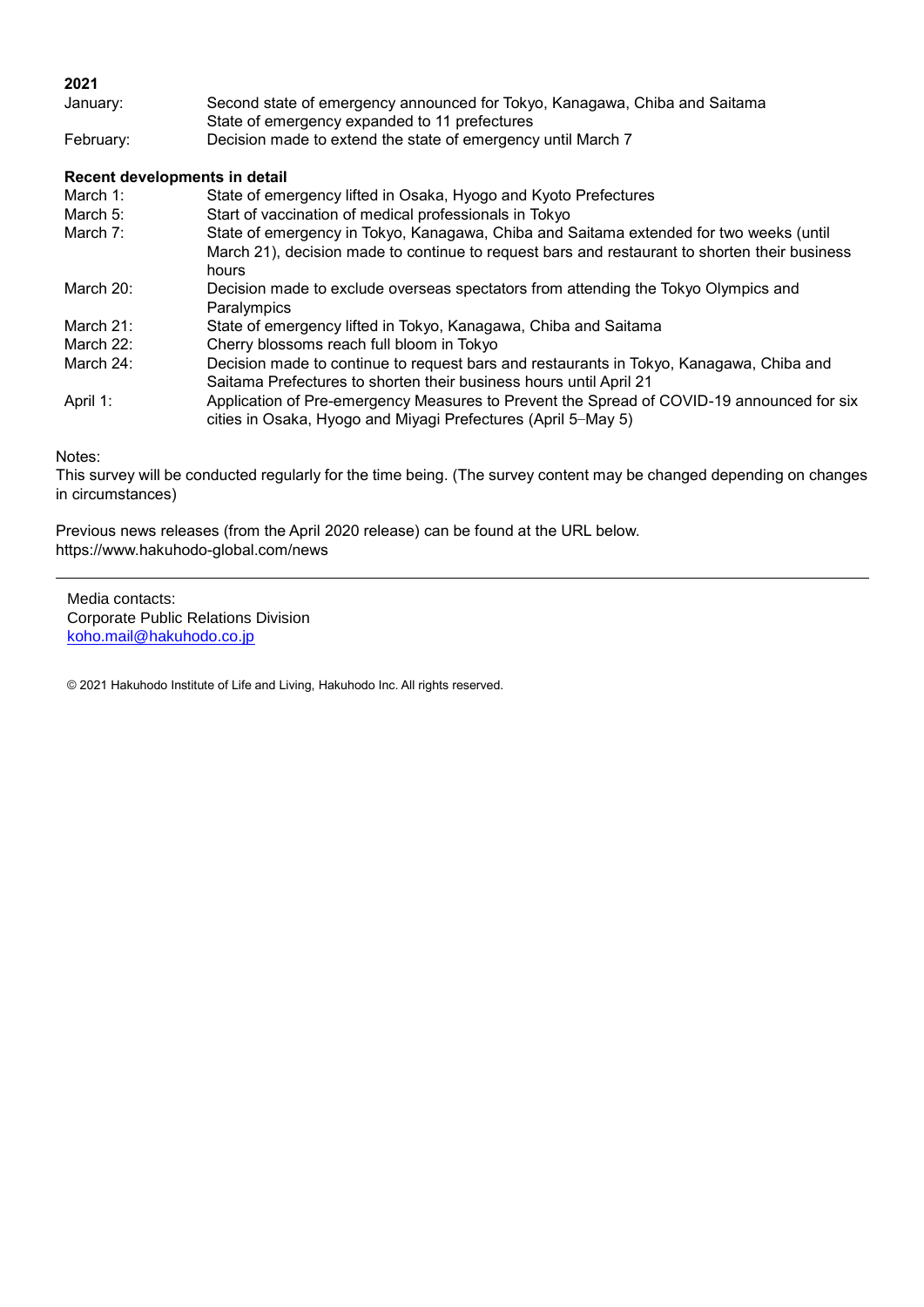**2021**

| | |
|---|---|
| January: | Second state of emergency announced for Tokyo, Kanagawa, Chiba and Saitama<br>State of emergency expanded to 11 prefectures |
| February: | Decision made to extend the state of emergency until March 7 |

**Recent developments in detail**

| | |
|---|---|
| March 1: | State of emergency lifted in Osaka, Hyogo and Kyoto Prefectures |
| March 5: | Start of vaccination of medical professionals in Tokyo |
| March 7: | State of emergency in Tokyo, Kanagawa, Chiba and Saitama extended for two weeks (until March 21), decision made to continue to request bars and restaurant to shorten their business hours |
| March 20: | Decision made to exclude overseas spectators from attending the Tokyo Olympics and Paralympics |
| March 21: | State of emergency lifted in Tokyo, Kanagawa, Chiba and Saitama |
| March 22: | Cherry blossoms reach full bloom in Tokyo |
| March 24: | Decision made to continue to request bars and restaurants in Tokyo, Kanagawa, Chiba and Saitama Prefectures to shorten their business hours until April 21 |
| April 1: | Application of Pre-emergency Measures to Prevent the Spread of COVID-19 announced for six cities in Osaka, Hyogo and Miyagi Prefectures (April 5–May 5) |

Notes:

This survey will be conducted regularly for the time being. (The survey content may be changed depending on changes in circumstances)

Previous news releases (from the April 2020 release) can be found at the URL below.
https://www.hakuhodo-global.com/news

---

Media contacts:
Corporate Public Relations Division
koho.mail@hakuhodo.co.jp

© 2021 Hakuhodo Institute of Life and Living, Hakuhodo Inc. All rights reserved.